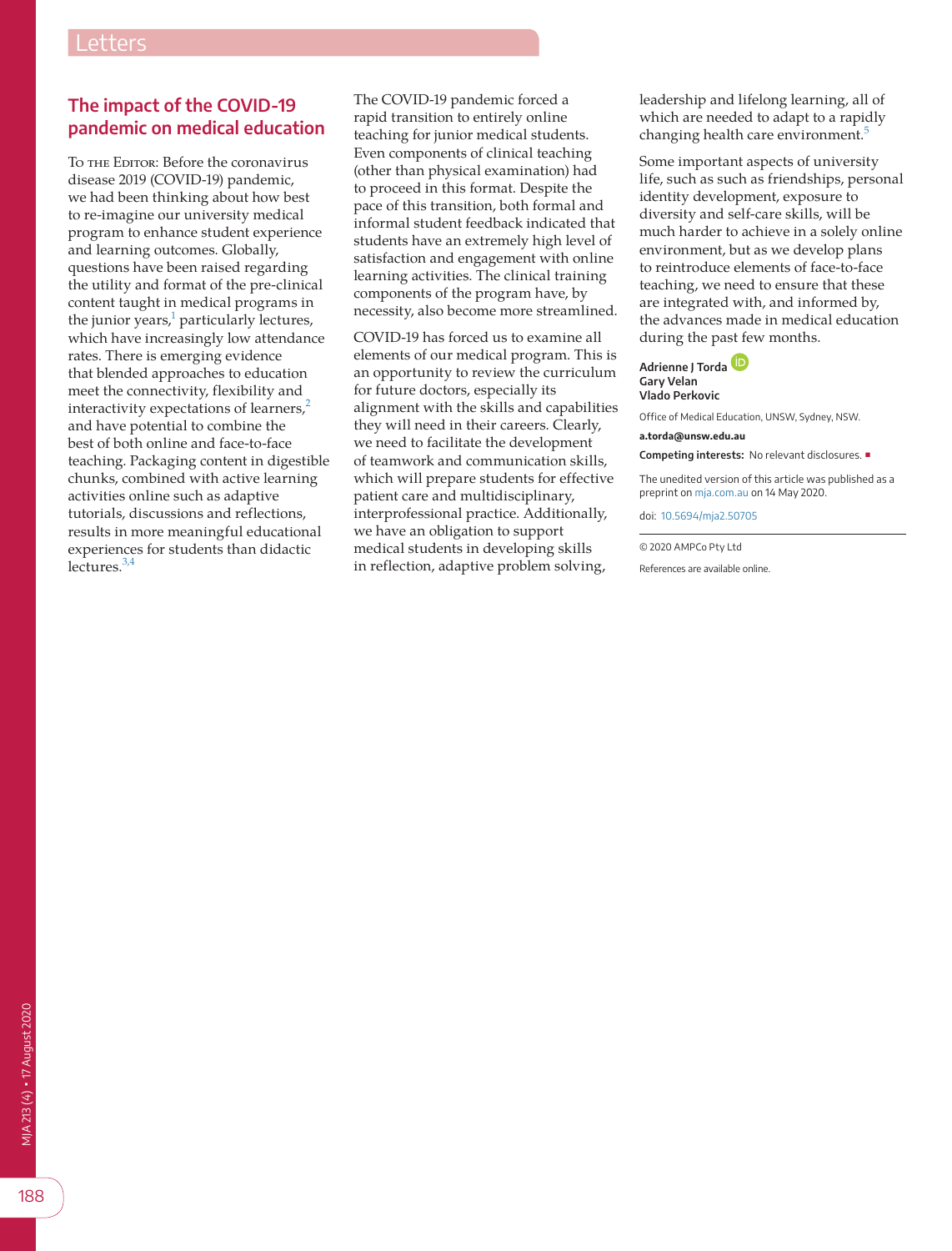# The impact of the COVID-19 pandemic on medical education

To the Editor: Before the coronavirus disease 2019 (COVID-19) pandemic, we had been thinking about how best to re-imagine our university medical program to enhance student experience and learning outcomes. Globally, questions have been raised regarding the utility and format of the pre-clinical content taught in medical programs in the junior years,[1] particularly lectures, which have increasingly low attendance rates. There is emerging evidence that blended approaches to education meet the connectivity, flexibility and interactivity expectations of learners,[2] and have potential to combine the best of both online and face-to-face teaching. Packaging content in digestible chunks, combined with active learning activities online such as adaptive tutorials, discussions and reflections, results in more meaningful educational experiences for students than didactic lectures.[3,4]

The COVID-19 pandemic forced a rapid transition to entirely online teaching for junior medical students. Even components of clinical teaching (other than physical examination) had to proceed in this format. Despite the pace of this transition, both formal and informal student feedback indicated that students have an extremely high level of satisfaction and engagement with online learning activities. The clinical training components of the program have, by necessity, also become more streamlined.

COVID-19 has forced us to examine all elements of our medical program. This is an opportunity to review the curriculum for future doctors, especially its alignment with the skills and capabilities they will need in their careers. Clearly, we need to facilitate the development of teamwork and communication skills, which will prepare students for effective patient care and multidisciplinary, interprofessional practice. Additionally, we have an obligation to support medical students in developing skills in reflection, adaptive problem solving, leadership and lifelong learning, all of which are needed to adapt to a rapidly changing health care environment.[5]

Some important aspects of university life, such as such as friendships, personal identity development, exposure to diversity and self-care skills, will be much harder to achieve in a solely online environment, but as we develop plans to reintroduce elements of face-to-face teaching, we need to ensure that these are integrated with, and informed by, the advances made in medical education during the past few months.

**Adrienne J Torda**
**Gary Velan**
**Vlado Perkovic**

Office of Medical Education, UNSW, Sydney, NSW.

**a.torda@unsw.edu.au**

**Competing interests:** No relevant disclosures.

The unedited version of this article was published as a preprint on mja.com.au on 14 May 2020.

doi: 10.5694/mja2.50705

© 2020 AMPCo Pty Ltd

References are available online.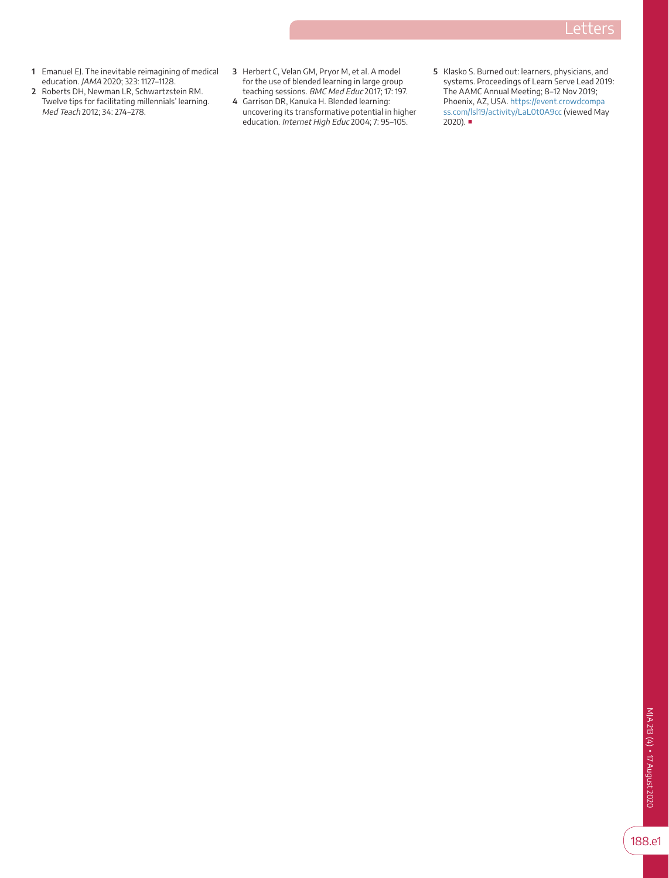1. Emanuel EJ. The inevitable reimagining of medical education. *JAMA* 2020; 323: 1127–1128.
2. Roberts DH, Newman LR, Schwartzstein RM. Twelve tips for facilitating millennials' learning. *Med Teach* 2012; 34: 274–278.
3. Herbert C, Velan GM, Pryor M, et al. A model for the use of blended learning in large group teaching sessions. *BMC Med Educ* 2017; 17: 197.
4. Garrison DR, Kanuka H. Blended learning: uncovering its transformative potential in higher education. *Internet High Educ* 2004; 7: 95–105.
5. Klasko S. Burned out: learners, physicians, and systems. Proceedings of Learn Serve Lead 2019: The AAMC Annual Meeting; 8–12 Nov 2019; Phoenix, AZ, USA. https://event.crowdcompass.com/lsl19/activity/LaL0t0A9cc (viewed May 2020). ■